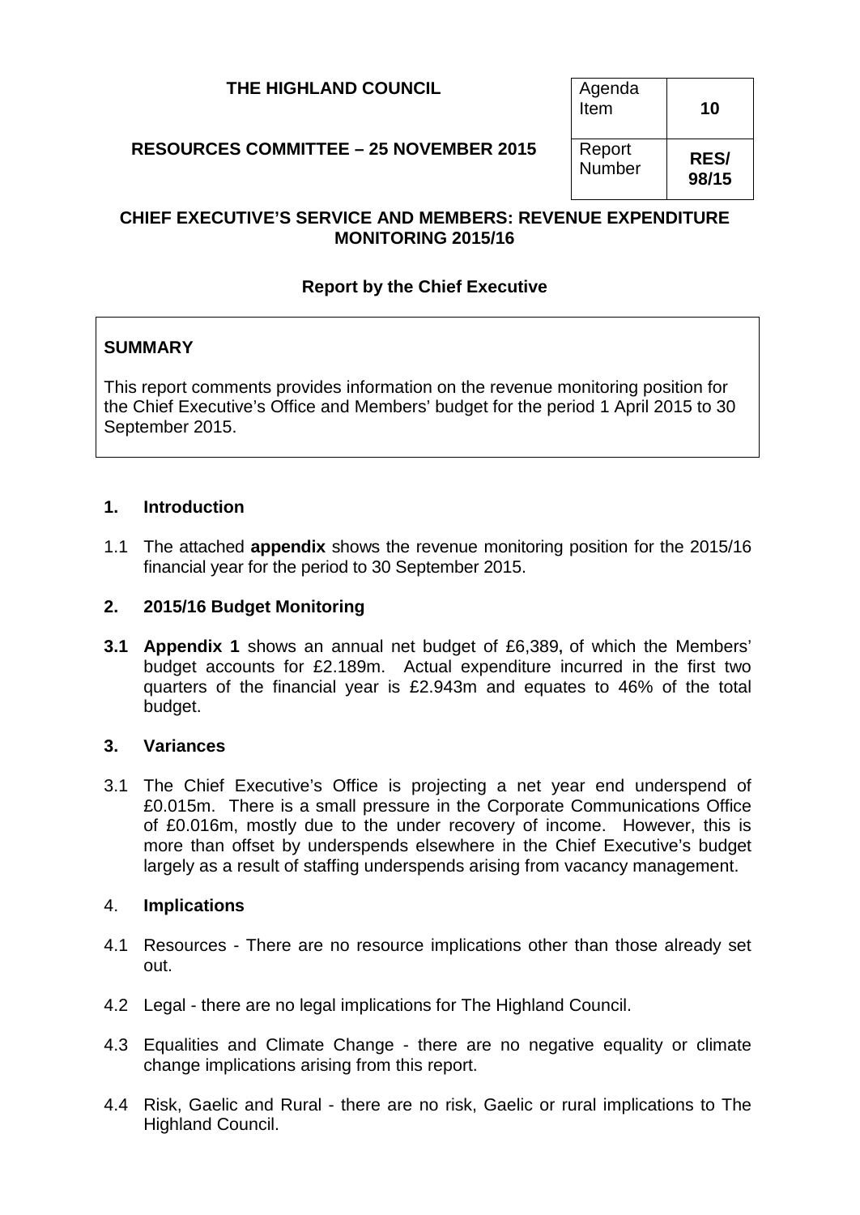**THE HIGHLAND COUNCIL**

**RESOURCES COMMITTEE – 25 NOVEMBER 2015**

| Agenda Item | **10** |
|---|---|
| Report Number | **RES/ 98/15** |

**CHIEF EXECUTIVE'S SERVICE AND MEMBERS: REVENUE EXPENDITURE MONITORING 2015/16**

**Report by the Chief Executive**

**SUMMARY**

This report comments provides information on the revenue monitoring position for the Chief Executive's Office and Members' budget for the period 1 April 2015 to 30 September 2015.

## 1. Introduction

1.1 The attached **appendix** shows the revenue monitoring position for the 2015/16 financial year for the period to 30 September 2015.

## 2. 2015/16 Budget Monitoring

**3.1** **Appendix 1** shows an annual net budget of £6,389, of which the Members' budget accounts for £2.189m. Actual expenditure incurred in the first two quarters of the financial year is £2.943m and equates to 46% of the total budget.

## 3. Variances

3.1 The Chief Executive's Office is projecting a net year end underspend of £0.015m. There is a small pressure in the Corporate Communications Office of £0.016m, mostly due to the under recovery of income. However, this is more than offset by underspends elsewhere in the Chief Executive's budget largely as a result of staffing underspends arising from vacancy management.

## 4. Implications

4.1 Resources - There are no resource implications other than those already set out.

4.2 Legal - there are no legal implications for The Highland Council.

4.3 Equalities and Climate Change - there are no negative equality or climate change implications arising from this report.

4.4 Risk, Gaelic and Rural - there are no risk, Gaelic or rural implications to The Highland Council.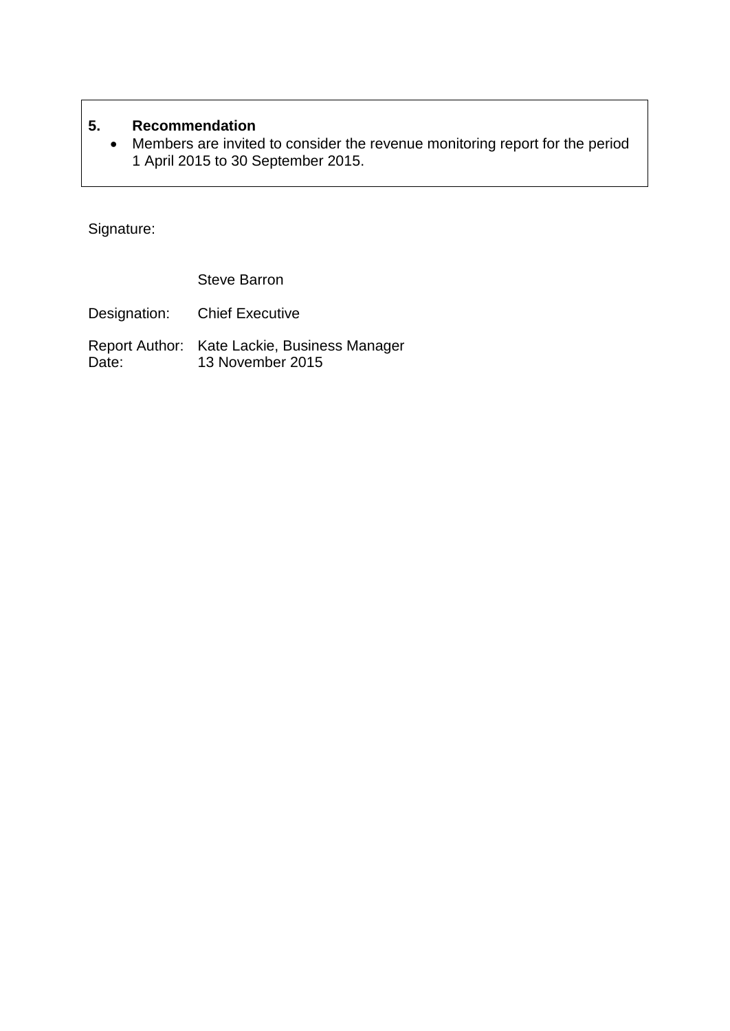## 5. Recommendation

- Members are invited to consider the revenue monitoring report for the period 1 April 2015 to 30 September 2015.

Signature:

Steve Barron

Designation: Chief Executive

Report Author: Kate Lackie, Business Manager
Date: 13 November 2015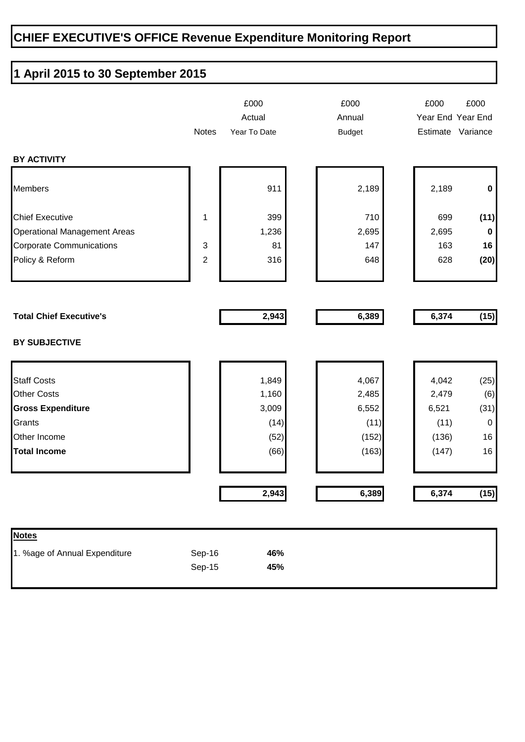# CHIEF EXECUTIVE'S OFFICE Revenue Expenditure Monitoring Report

## 1 April 2015 to 30 September 2015

| | Notes | £000 Actual Year To Date | £000 Annual Budget | £000 Year End Estimate | £000 Year End Variance |
|---|---|---|---|---|---|
| **BY ACTIVITY** | | | | | |
| Members | | 911 | 2,189 | 2,189 | **0** |
| Chief Executive | 1 | 399 | 710 | 699 | **(11)** |
| Operational Management Areas | | 1,236 | 2,695 | 2,695 | **0** |
| Corporate Communications | 3 | 81 | 147 | 163 | **16** |
| Policy & Reform | 2 | 316 | 648 | 628 | **(20)** |
| **Total Chief Executive's** | | **2,943** | **6,389** | **6,374** | **(15)** |
| **BY SUBJECTIVE** | | | | | |
| Staff Costs | | 1,849 | 4,067 | 4,042 | (25) |
| Other Costs | | 1,160 | 2,485 | 2,479 | (6) |
| **Gross Expenditure** | | 3,009 | 6,552 | 6,521 | (31) |
| Grants | | (14) | (11) | (11) | 0 |
| Other Income | | (52) | (152) | (136) | 16 |
| **Total Income** | | (66) | (163) | (147) | 16 |
| | | **2,943** | **6,389** | **6,374** | **(15)** |

**Notes**

| | | |
|---|---|---|
| 1. %age of Annual Expenditure | Sep-16 | **46%** |
| | Sep-15 | **45%** |